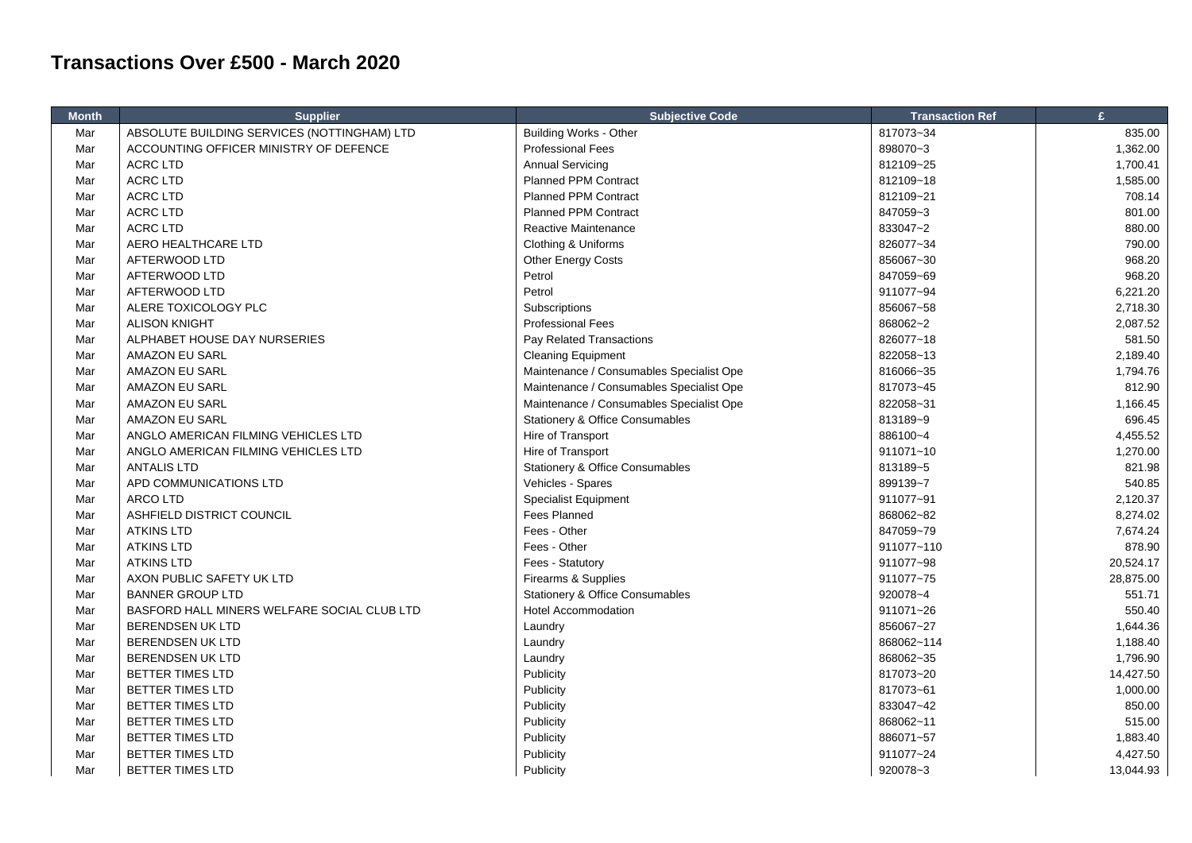# Transactions Over £500 - March 2020

| Month | Supplier | Subjective Code | Transaction Ref | £ |
|---|---|---|---|---|
| Mar | ABSOLUTE BUILDING SERVICES (NOTTINGHAM) LTD | Building Works - Other | 817073~34 | 835.00 |
| Mar | ACCOUNTING OFFICER MINISTRY OF DEFENCE | Professional Fees | 898070~3 | 1,362.00 |
| Mar | ACRC LTD | Annual Servicing | 812109~25 | 1,700.41 |
| Mar | ACRC LTD | Planned PPM Contract | 812109~18 | 1,585.00 |
| Mar | ACRC LTD | Planned PPM Contract | 812109~21 | 708.14 |
| Mar | ACRC LTD | Planned PPM Contract | 847059~3 | 801.00 |
| Mar | ACRC LTD | Reactive Maintenance | 833047~2 | 880.00 |
| Mar | AERO HEALTHCARE LTD | Clothing & Uniforms | 826077~34 | 790.00 |
| Mar | AFTERWOOD LTD | Other Energy Costs | 856067~30 | 968.20 |
| Mar | AFTERWOOD LTD | Petrol | 847059~69 | 968.20 |
| Mar | AFTERWOOD LTD | Petrol | 911077~94 | 6,221.20 |
| Mar | ALERE TOXICOLOGY PLC | Subscriptions | 856067~58 | 2,718.30 |
| Mar | ALISON KNIGHT | Professional Fees | 868062~2 | 2,087.52 |
| Mar | ALPHABET HOUSE DAY NURSERIES | Pay Related Transactions | 826077~18 | 581.50 |
| Mar | AMAZON EU SARL | Cleaning Equipment | 822058~13 | 2,189.40 |
| Mar | AMAZON EU SARL | Maintenance / Consumables Specialist Ope | 816066~35 | 1,794.76 |
| Mar | AMAZON EU SARL | Maintenance / Consumables Specialist Ope | 817073~45 | 812.90 |
| Mar | AMAZON EU SARL | Maintenance / Consumables Specialist Ope | 822058~31 | 1,166.45 |
| Mar | AMAZON EU SARL | Stationery & Office Consumables | 813189~9 | 696.45 |
| Mar | ANGLO AMERICAN FILMING VEHICLES LTD | Hire of Transport | 886100~4 | 4,455.52 |
| Mar | ANGLO AMERICAN FILMING VEHICLES LTD | Hire of Transport | 911071~10 | 1,270.00 |
| Mar | ANTALIS LTD | Stationery & Office Consumables | 813189~5 | 821.98 |
| Mar | APD COMMUNICATIONS LTD | Vehicles - Spares | 899139~7 | 540.85 |
| Mar | ARCO LTD | Specialist Equipment | 911077~91 | 2,120.37 |
| Mar | ASHFIELD DISTRICT COUNCIL | Fees Planned | 868062~82 | 8,274.02 |
| Mar | ATKINS LTD | Fees - Other | 847059~79 | 7,674.24 |
| Mar | ATKINS LTD | Fees - Other | 911077~110 | 878.90 |
| Mar | ATKINS LTD | Fees - Statutory | 911077~98 | 20,524.17 |
| Mar | AXON PUBLIC SAFETY UK LTD | Firearms & Supplies | 911077~75 | 28,875.00 |
| Mar | BANNER GROUP LTD | Stationery & Office Consumables | 920078~4 | 551.71 |
| Mar | BASFORD HALL MINERS WELFARE SOCIAL CLUB LTD | Hotel Accommodation | 911071~26 | 550.40 |
| Mar | BERENDSEN UK LTD | Laundry | 856067~27 | 1,644.36 |
| Mar | BERENDSEN UK LTD | Laundry | 868062~114 | 1,188.40 |
| Mar | BERENDSEN UK LTD | Laundry | 868062~35 | 1,796.90 |
| Mar | BETTER TIMES LTD | Publicity | 817073~20 | 14,427.50 |
| Mar | BETTER TIMES LTD | Publicity | 817073~61 | 1,000.00 |
| Mar | BETTER TIMES LTD | Publicity | 833047~42 | 850.00 |
| Mar | BETTER TIMES LTD | Publicity | 868062~11 | 515.00 |
| Mar | BETTER TIMES LTD | Publicity | 886071~57 | 1,883.40 |
| Mar | BETTER TIMES LTD | Publicity | 911077~24 | 4,427.50 |
| Mar | BETTER TIMES LTD | Publicity | 920078~3 | 13,044.93 |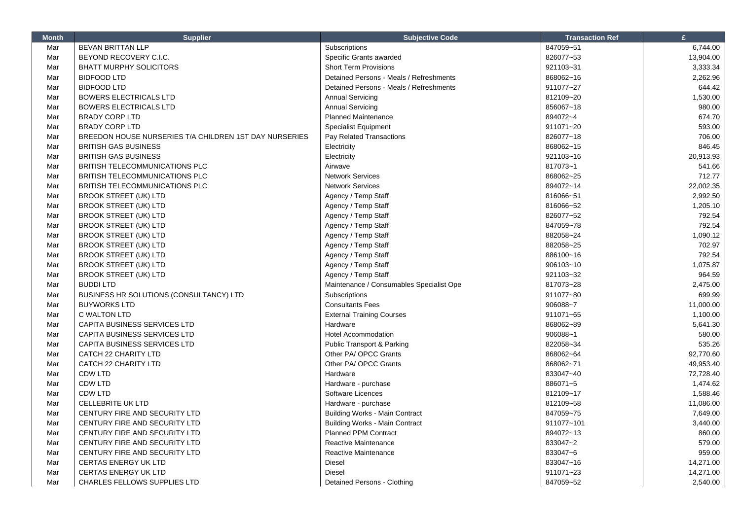| Month | Supplier | Subjective Code | Transaction Ref | £ |
|---|---|---|---|---|
| Mar | BEVAN BRITTAN LLP | Subscriptions | 847059~51 | 6,744.00 |
| Mar | BEYOND RECOVERY C.I.C. | Specific Grants awarded | 826077~53 | 13,904.00 |
| Mar | BHATT MURPHY SOLICITORS | Short Term Provisions | 921103~31 | 3,333.34 |
| Mar | BIDFOOD LTD | Detained Persons - Meals / Refreshments | 868062~16 | 2,262.96 |
| Mar | BIDFOOD LTD | Detained Persons - Meals / Refreshments | 911077~27 | 644.42 |
| Mar | BOWERS ELECTRICALS LTD | Annual Servicing | 812109~20 | 1,530.00 |
| Mar | BOWERS ELECTRICALS LTD | Annual Servicing | 856067~18 | 980.00 |
| Mar | BRADY CORP LTD | Planned Maintenance | 894072~4 | 674.70 |
| Mar | BRADY CORP LTD | Specialist Equipment | 911071~20 | 593.00 |
| Mar | BREEDON HOUSE NURSERIES T/A CHILDREN 1ST DAY NURSERIES | Pay Related Transactions | 826077~18 | 706.00 |
| Mar | BRITISH GAS BUSINESS | Electricity | 868062~15 | 846.45 |
| Mar | BRITISH GAS BUSINESS | Electricity | 921103~16 | 20,913.93 |
| Mar | BRITISH TELECOMMUNICATIONS PLC | Airwave | 817073~1 | 541.66 |
| Mar | BRITISH TELECOMMUNICATIONS PLC | Network Services | 868062~25 | 712.77 |
| Mar | BRITISH TELECOMMUNICATIONS PLC | Network Services | 894072~14 | 22,002.35 |
| Mar | BROOK STREET (UK) LTD | Agency / Temp Staff | 816066~51 | 2,992.50 |
| Mar | BROOK STREET (UK) LTD | Agency / Temp Staff | 816066~52 | 1,205.10 |
| Mar | BROOK STREET (UK) LTD | Agency / Temp Staff | 826077~52 | 792.54 |
| Mar | BROOK STREET (UK) LTD | Agency / Temp Staff | 847059~78 | 792.54 |
| Mar | BROOK STREET (UK) LTD | Agency / Temp Staff | 882058~24 | 1,090.12 |
| Mar | BROOK STREET (UK) LTD | Agency / Temp Staff | 882058~25 | 702.97 |
| Mar | BROOK STREET (UK) LTD | Agency / Temp Staff | 886100~16 | 792.54 |
| Mar | BROOK STREET (UK) LTD | Agency / Temp Staff | 906103~10 | 1,075.87 |
| Mar | BROOK STREET (UK) LTD | Agency / Temp Staff | 921103~32 | 964.59 |
| Mar | BUDDI LTD | Maintenance / Consumables Specialist Ope | 817073~28 | 2,475.00 |
| Mar | BUSINESS HR SOLUTIONS (CONSULTANCY) LTD | Subscriptions | 911077~80 | 699.99 |
| Mar | BUYWORKS LTD | Consultants Fees | 906088~7 | 11,000.00 |
| Mar | C WALTON LTD | External Training Courses | 911071~65 | 1,100.00 |
| Mar | CAPITA BUSINESS SERVICES LTD | Hardware | 868062~89 | 5,641.30 |
| Mar | CAPITA BUSINESS SERVICES LTD | Hotel Accommodation | 906088~1 | 580.00 |
| Mar | CAPITA BUSINESS SERVICES LTD | Public Transport & Parking | 822058~34 | 535.26 |
| Mar | CATCH 22 CHARITY LTD | Other PA/ OPCC Grants | 868062~64 | 92,770.60 |
| Mar | CATCH 22 CHARITY LTD | Other PA/ OPCC Grants | 868062~71 | 49,953.40 |
| Mar | CDW LTD | Hardware | 833047~40 | 72,728.40 |
| Mar | CDW LTD | Hardware - purchase | 886071~5 | 1,474.62 |
| Mar | CDW LTD | Software Licences | 812109~17 | 1,588.46 |
| Mar | CELLEBRITE UK LTD | Hardware - purchase | 812109~58 | 11,086.00 |
| Mar | CENTURY FIRE AND SECURITY LTD | Building Works - Main Contract | 847059~75 | 7,649.00 |
| Mar | CENTURY FIRE AND SECURITY LTD | Building Works - Main Contract | 911077~101 | 3,440.00 |
| Mar | CENTURY FIRE AND SECURITY LTD | Planned PPM Contract | 894072~13 | 860.00 |
| Mar | CENTURY FIRE AND SECURITY LTD | Reactive Maintenance | 833047~2 | 579.00 |
| Mar | CENTURY FIRE AND SECURITY LTD | Reactive Maintenance | 833047~6 | 959.00 |
| Mar | CERTAS ENERGY UK LTD | Diesel | 833047~16 | 14,271.00 |
| Mar | CERTAS ENERGY UK LTD | Diesel | 911071~23 | 14,271.00 |
| Mar | CHARLES FELLOWS SUPPLIES LTD | Detained Persons - Clothing | 847059~52 | 2,540.00 |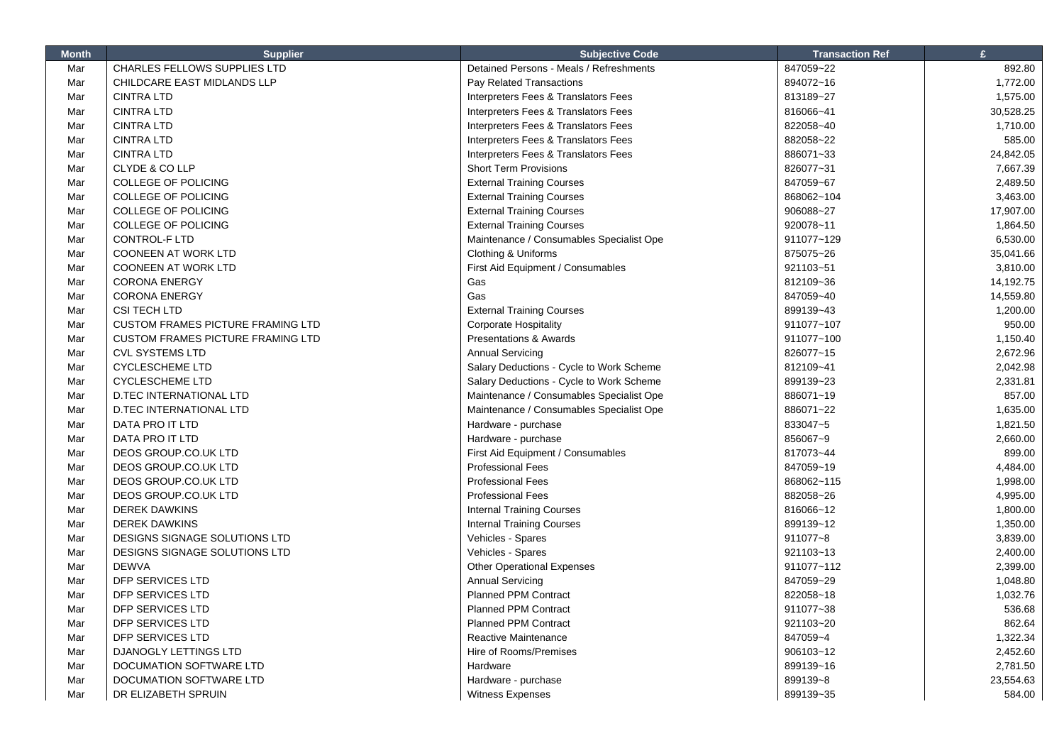| Month | Supplier | Subjective Code | Transaction Ref | £ |
|---|---|---|---|---|
| Mar | CHARLES FELLOWS SUPPLIES LTD | Detained Persons - Meals / Refreshments | 847059~22 | 892.80 |
| Mar | CHILDCARE EAST MIDLANDS LLP | Pay Related Transactions | 894072~16 | 1,772.00 |
| Mar | CINTRA LTD | Interpreters Fees & Translators Fees | 813189~27 | 1,575.00 |
| Mar | CINTRA LTD | Interpreters Fees & Translators Fees | 816066~41 | 30,528.25 |
| Mar | CINTRA LTD | Interpreters Fees & Translators Fees | 822058~40 | 1,710.00 |
| Mar | CINTRA LTD | Interpreters Fees & Translators Fees | 882058~22 | 585.00 |
| Mar | CINTRA LTD | Interpreters Fees & Translators Fees | 886071~33 | 24,842.05 |
| Mar | CLYDE & CO LLP | Short Term Provisions | 826077~31 | 7,667.39 |
| Mar | COLLEGE OF POLICING | External Training Courses | 847059~67 | 2,489.50 |
| Mar | COLLEGE OF POLICING | External Training Courses | 868062~104 | 3,463.00 |
| Mar | COLLEGE OF POLICING | External Training Courses | 906088~27 | 17,907.00 |
| Mar | COLLEGE OF POLICING | External Training Courses | 920078~11 | 1,864.50 |
| Mar | CONTROL-F LTD | Maintenance / Consumables Specialist Ope | 911077~129 | 6,530.00 |
| Mar | COONEEN AT WORK LTD | Clothing & Uniforms | 875075~26 | 35,041.66 |
| Mar | COONEEN AT WORK LTD | First Aid Equipment / Consumables | 921103~51 | 3,810.00 |
| Mar | CORONA ENERGY | Gas | 812109~36 | 14,192.75 |
| Mar | CORONA ENERGY | Gas | 847059~40 | 14,559.80 |
| Mar | CSI TECH LTD | External Training Courses | 899139~43 | 1,200.00 |
| Mar | CUSTOM FRAMES PICTURE FRAMING LTD | Corporate Hospitality | 911077~107 | 950.00 |
| Mar | CUSTOM FRAMES PICTURE FRAMING LTD | Presentations & Awards | 911077~100 | 1,150.40 |
| Mar | CVL SYSTEMS LTD | Annual Servicing | 826077~15 | 2,672.96 |
| Mar | CYCLESCHEME LTD | Salary Deductions - Cycle to Work Scheme | 812109~41 | 2,042.98 |
| Mar | CYCLESCHEME LTD | Salary Deductions - Cycle to Work Scheme | 899139~23 | 2,331.81 |
| Mar | D.TEC INTERNATIONAL LTD | Maintenance / Consumables Specialist Ope | 886071~19 | 857.00 |
| Mar | D.TEC INTERNATIONAL LTD | Maintenance / Consumables Specialist Ope | 886071~22 | 1,635.00 |
| Mar | DATA PRO IT LTD | Hardware - purchase | 833047~5 | 1,821.50 |
| Mar | DATA PRO IT LTD | Hardware - purchase | 856067~9 | 2,660.00 |
| Mar | DEOS GROUP.CO.UK LTD | First Aid Equipment / Consumables | 817073~44 | 899.00 |
| Mar | DEOS GROUP.CO.UK LTD | Professional Fees | 847059~19 | 4,484.00 |
| Mar | DEOS GROUP.CO.UK LTD | Professional Fees | 868062~115 | 1,998.00 |
| Mar | DEOS GROUP.CO.UK LTD | Professional Fees | 882058~26 | 4,995.00 |
| Mar | DEREK DAWKINS | Internal Training Courses | 816066~12 | 1,800.00 |
| Mar | DEREK DAWKINS | Internal Training Courses | 899139~12 | 1,350.00 |
| Mar | DESIGNS SIGNAGE SOLUTIONS LTD | Vehicles - Spares | 911077~8 | 3,839.00 |
| Mar | DESIGNS SIGNAGE SOLUTIONS LTD | Vehicles - Spares | 921103~13 | 2,400.00 |
| Mar | DEWVA | Other Operational Expenses | 911077~112 | 2,399.00 |
| Mar | DFP SERVICES LTD | Annual Servicing | 847059~29 | 1,048.80 |
| Mar | DFP SERVICES LTD | Planned PPM Contract | 822058~18 | 1,032.76 |
| Mar | DFP SERVICES LTD | Planned PPM Contract | 911077~38 | 536.68 |
| Mar | DFP SERVICES LTD | Planned PPM Contract | 921103~20 | 862.64 |
| Mar | DFP SERVICES LTD | Reactive Maintenance | 847059~4 | 1,322.34 |
| Mar | DJANOGLY LETTINGS LTD | Hire of Rooms/Premises | 906103~12 | 2,452.60 |
| Mar | DOCUMATION SOFTWARE LTD | Hardware | 899139~16 | 2,781.50 |
| Mar | DOCUMATION SOFTWARE LTD | Hardware - purchase | 899139~8 | 23,554.63 |
| Mar | DR ELIZABETH SPRUIN | Witness Expenses | 899139~35 | 584.00 |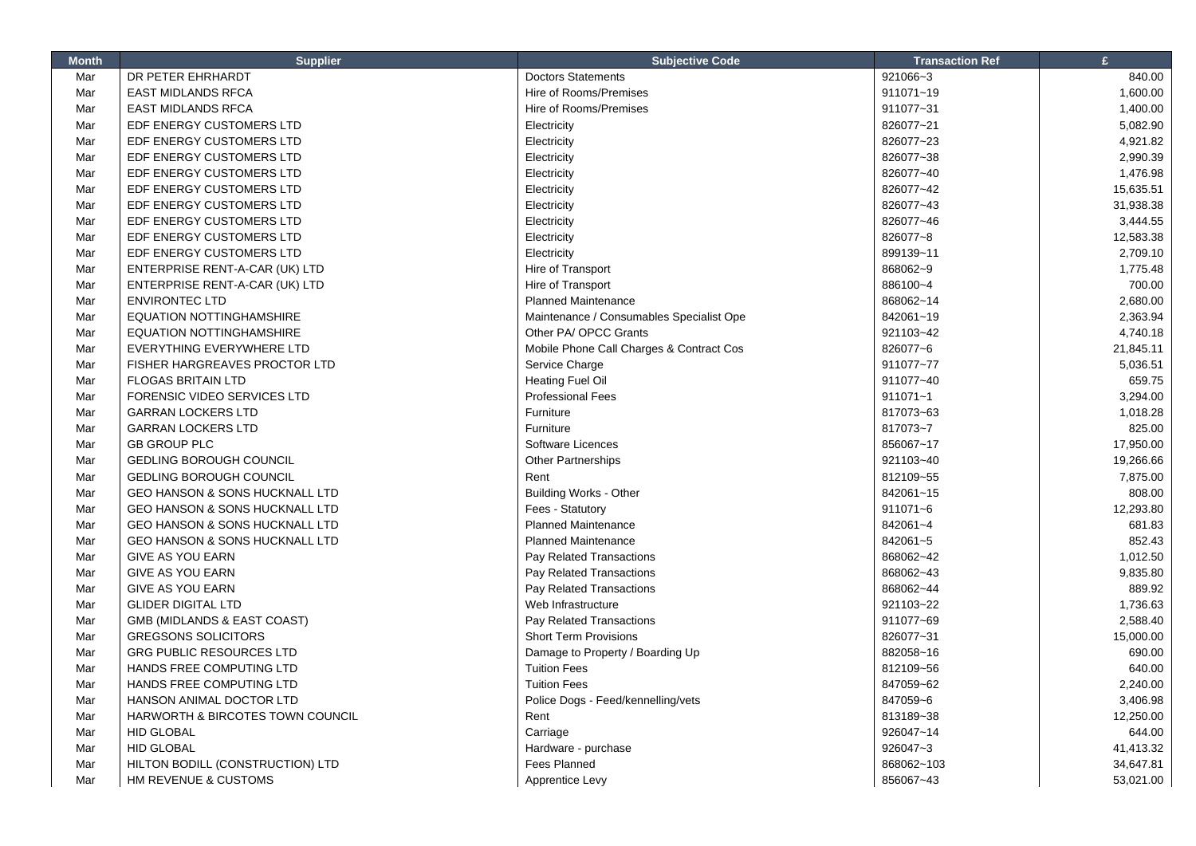| Month | Supplier | Subjective Code | Transaction Ref | £ |
|---|---|---|---|---|
| Mar | DR PETER EHRHARDT | Doctors Statements | 921066~3 | 840.00 |
| Mar | EAST MIDLANDS RFCA | Hire of Rooms/Premises | 911071~19 | 1,600.00 |
| Mar | EAST MIDLANDS RFCA | Hire of Rooms/Premises | 911077~31 | 1,400.00 |
| Mar | EDF ENERGY CUSTOMERS LTD | Electricity | 826077~21 | 5,082.90 |
| Mar | EDF ENERGY CUSTOMERS LTD | Electricity | 826077~23 | 4,921.82 |
| Mar | EDF ENERGY CUSTOMERS LTD | Electricity | 826077~38 | 2,990.39 |
| Mar | EDF ENERGY CUSTOMERS LTD | Electricity | 826077~40 | 1,476.98 |
| Mar | EDF ENERGY CUSTOMERS LTD | Electricity | 826077~42 | 15,635.51 |
| Mar | EDF ENERGY CUSTOMERS LTD | Electricity | 826077~43 | 31,938.38 |
| Mar | EDF ENERGY CUSTOMERS LTD | Electricity | 826077~46 | 3,444.55 |
| Mar | EDF ENERGY CUSTOMERS LTD | Electricity | 826077~8 | 12,583.38 |
| Mar | EDF ENERGY CUSTOMERS LTD | Electricity | 899139~11 | 2,709.10 |
| Mar | ENTERPRISE RENT-A-CAR (UK) LTD | Hire of Transport | 868062~9 | 1,775.48 |
| Mar | ENTERPRISE RENT-A-CAR (UK) LTD | Hire of Transport | 886100~4 | 700.00 |
| Mar | ENVIRONTEC LTD | Planned Maintenance | 868062~14 | 2,680.00 |
| Mar | EQUATION NOTTINGHAMSHIRE | Maintenance / Consumables Specialist Ope | 842061~19 | 2,363.94 |
| Mar | EQUATION NOTTINGHAMSHIRE | Other PA/ OPCC Grants | 921103~42 | 4,740.18 |
| Mar | EVERYTHING EVERYWHERE LTD | Mobile Phone Call Charges & Contract Cos | 826077~6 | 21,845.11 |
| Mar | FISHER HARGREAVES PROCTOR LTD | Service Charge | 911077~77 | 5,036.51 |
| Mar | FLOGAS BRITAIN LTD | Heating Fuel Oil | 911077~40 | 659.75 |
| Mar | FORENSIC VIDEO SERVICES LTD | Professional Fees | 911071~1 | 3,294.00 |
| Mar | GARRAN LOCKERS LTD | Furniture | 817073~63 | 1,018.28 |
| Mar | GARRAN LOCKERS LTD | Furniture | 817073~7 | 825.00 |
| Mar | GB GROUP PLC | Software Licences | 856067~17 | 17,950.00 |
| Mar | GEDLING BOROUGH COUNCIL | Other Partnerships | 921103~40 | 19,266.66 |
| Mar | GEDLING BOROUGH COUNCIL | Rent | 812109~55 | 7,875.00 |
| Mar | GEO HANSON & SONS HUCKNALL LTD | Building Works - Other | 842061~15 | 808.00 |
| Mar | GEO HANSON & SONS HUCKNALL LTD | Fees - Statutory | 911071~6 | 12,293.80 |
| Mar | GEO HANSON & SONS HUCKNALL LTD | Planned Maintenance | 842061~4 | 681.83 |
| Mar | GEO HANSON & SONS HUCKNALL LTD | Planned Maintenance | 842061~5 | 852.43 |
| Mar | GIVE AS YOU EARN | Pay Related Transactions | 868062~42 | 1,012.50 |
| Mar | GIVE AS YOU EARN | Pay Related Transactions | 868062~43 | 9,835.80 |
| Mar | GIVE AS YOU EARN | Pay Related Transactions | 868062~44 | 889.92 |
| Mar | GLIDER DIGITAL LTD | Web Infrastructure | 921103~22 | 1,736.63 |
| Mar | GMB (MIDLANDS & EAST COAST) | Pay Related Transactions | 911077~69 | 2,588.40 |
| Mar | GREGSONS SOLICITORS | Short Term Provisions | 826077~31 | 15,000.00 |
| Mar | GRG PUBLIC RESOURCES LTD | Damage to Property / Boarding Up | 882058~16 | 690.00 |
| Mar | HANDS FREE COMPUTING LTD | Tuition Fees | 812109~56 | 640.00 |
| Mar | HANDS FREE COMPUTING LTD | Tuition Fees | 847059~62 | 2,240.00 |
| Mar | HANSON ANIMAL DOCTOR LTD | Police Dogs - Feed/kennelling/vets | 847059~6 | 3,406.98 |
| Mar | HARWORTH & BIRCOTES TOWN COUNCIL | Rent | 813189~38 | 12,250.00 |
| Mar | HID GLOBAL | Carriage | 926047~14 | 644.00 |
| Mar | HID GLOBAL | Hardware - purchase | 926047~3 | 41,413.32 |
| Mar | HILTON BODILL (CONSTRUCTION) LTD | Fees Planned | 868062~103 | 34,647.81 |
| Mar | HM REVENUE & CUSTOMS | Apprentice Levy | 856067~43 | 53,021.00 |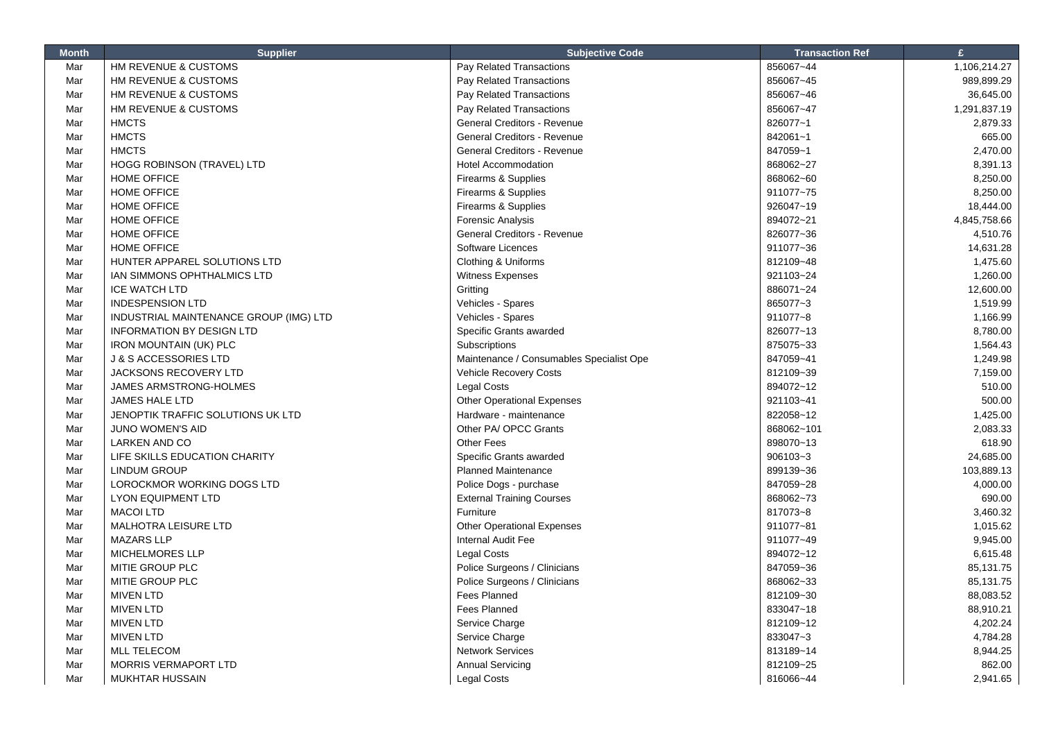| Month | Supplier | Subjective Code | Transaction Ref | £ |
|---|---|---|---|---|
| Mar | HM REVENUE & CUSTOMS | Pay Related Transactions | 856067~44 | 1,106,214.27 |
| Mar | HM REVENUE & CUSTOMS | Pay Related Transactions | 856067~45 | 989,899.29 |
| Mar | HM REVENUE & CUSTOMS | Pay Related Transactions | 856067~46 | 36,645.00 |
| Mar | HM REVENUE & CUSTOMS | Pay Related Transactions | 856067~47 | 1,291,837.19 |
| Mar | HMCTS | General Creditors - Revenue | 826077~1 | 2,879.33 |
| Mar | HMCTS | General Creditors - Revenue | 842061~1 | 665.00 |
| Mar | HMCTS | General Creditors - Revenue | 847059~1 | 2,470.00 |
| Mar | HOGG ROBINSON (TRAVEL) LTD | Hotel Accommodation | 868062~27 | 8,391.13 |
| Mar | HOME OFFICE | Firearms & Supplies | 868062~60 | 8,250.00 |
| Mar | HOME OFFICE | Firearms & Supplies | 911077~75 | 8,250.00 |
| Mar | HOME OFFICE | Firearms & Supplies | 926047~19 | 18,444.00 |
| Mar | HOME OFFICE | Forensic Analysis | 894072~21 | 4,845,758.66 |
| Mar | HOME OFFICE | General Creditors - Revenue | 826077~36 | 4,510.76 |
| Mar | HOME OFFICE | Software Licences | 911077~36 | 14,631.28 |
| Mar | HUNTER APPAREL SOLUTIONS LTD | Clothing & Uniforms | 812109~48 | 1,475.60 |
| Mar | IAN SIMMONS OPHTHALMICS LTD | Witness Expenses | 921103~24 | 1,260.00 |
| Mar | ICE WATCH LTD | Gritting | 886071~24 | 12,600.00 |
| Mar | INDESPENSION LTD | Vehicles - Spares | 865077~3 | 1,519.99 |
| Mar | INDUSTRIAL MAINTENANCE GROUP (IMG) LTD | Vehicles - Spares | 911077~8 | 1,166.99 |
| Mar | INFORMATION BY DESIGN LTD | Specific Grants awarded | 826077~13 | 8,780.00 |
| Mar | IRON MOUNTAIN (UK) PLC | Subscriptions | 875075~33 | 1,564.43 |
| Mar | J & S ACCESSORIES LTD | Maintenance / Consumables Specialist Ope | 847059~41 | 1,249.98 |
| Mar | JACKSONS RECOVERY LTD | Vehicle Recovery Costs | 812109~39 | 7,159.00 |
| Mar | JAMES ARMSTRONG-HOLMES | Legal Costs | 894072~12 | 510.00 |
| Mar | JAMES HALE LTD | Other Operational Expenses | 921103~41 | 500.00 |
| Mar | JENOPTIK TRAFFIC SOLUTIONS UK LTD | Hardware - maintenance | 822058~12 | 1,425.00 |
| Mar | JUNO WOMEN'S AID | Other PA/ OPCC Grants | 868062~101 | 2,083.33 |
| Mar | LARKEN AND CO | Other Fees | 898070~13 | 618.90 |
| Mar | LIFE SKILLS EDUCATION CHARITY | Specific Grants awarded | 906103~3 | 24,685.00 |
| Mar | LINDUM GROUP | Planned Maintenance | 899139~36 | 103,889.13 |
| Mar | LOROCKMOR WORKING DOGS LTD | Police Dogs - purchase | 847059~28 | 4,000.00 |
| Mar | LYON EQUIPMENT LTD | External Training Courses | 868062~73 | 690.00 |
| Mar | MACOI LTD | Furniture | 817073~8 | 3,460.32 |
| Mar | MALHOTRA LEISURE LTD | Other Operational Expenses | 911077~81 | 1,015.62 |
| Mar | MAZARS LLP | Internal Audit Fee | 911077~49 | 9,945.00 |
| Mar | MICHELMORES LLP | Legal Costs | 894072~12 | 6,615.48 |
| Mar | MITIE GROUP PLC | Police Surgeons / Clinicians | 847059~36 | 85,131.75 |
| Mar | MITIE GROUP PLC | Police Surgeons / Clinicians | 868062~33 | 85,131.75 |
| Mar | MIVEN LTD | Fees Planned | 812109~30 | 88,083.52 |
| Mar | MIVEN LTD | Fees Planned | 833047~18 | 88,910.21 |
| Mar | MIVEN LTD | Service Charge | 812109~12 | 4,202.24 |
| Mar | MIVEN LTD | Service Charge | 833047~3 | 4,784.28 |
| Mar | MLL TELECOM | Network Services | 813189~14 | 8,944.25 |
| Mar | MORRIS VERMAPORT LTD | Annual Servicing | 812109~25 | 862.00 |
| Mar | MUKHTAR HUSSAIN | Legal Costs | 816066~44 | 2,941.65 |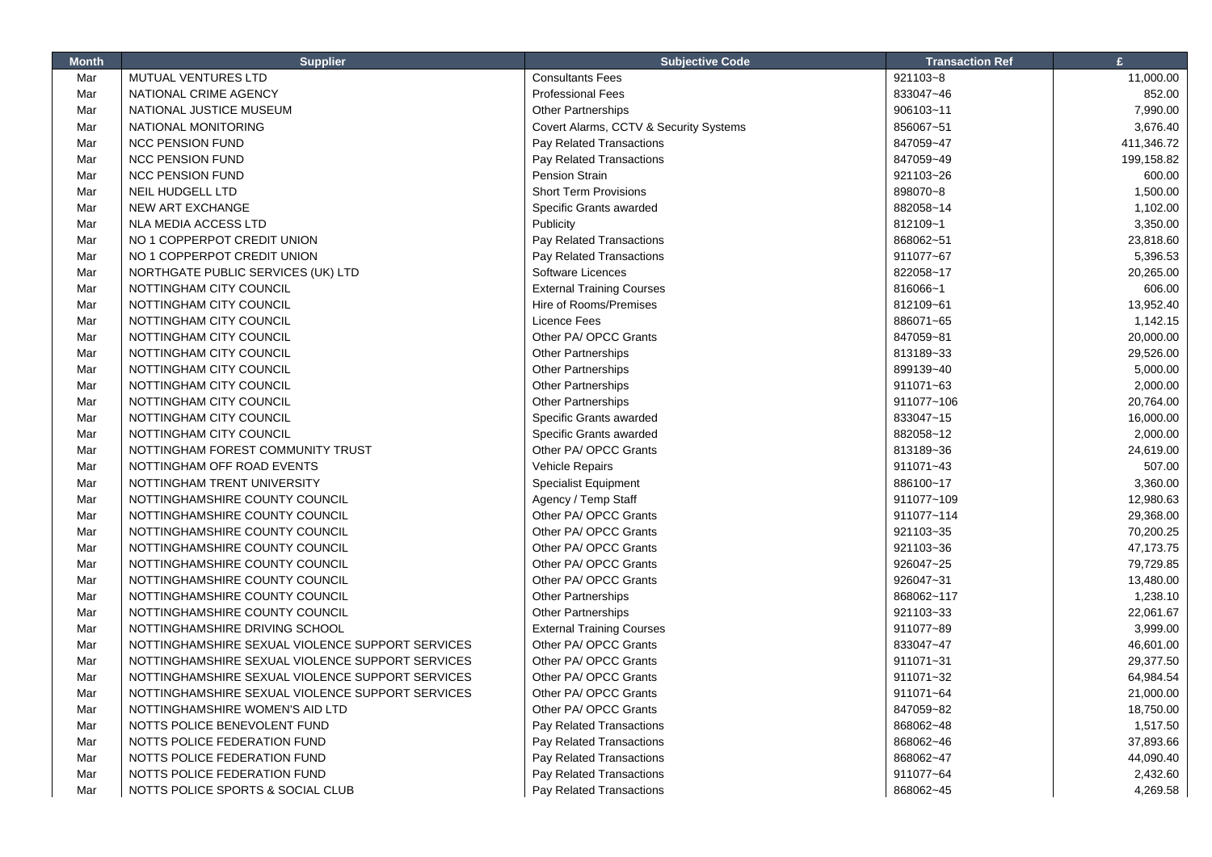| Month | Supplier | Subjective Code | Transaction Ref | £ |
| --- | --- | --- | --- | --- |
| Mar | MUTUAL VENTURES LTD | Consultants Fees | 921103~8 | 11,000.00 |
| Mar | NATIONAL CRIME AGENCY | Professional Fees | 833047~46 | 852.00 |
| Mar | NATIONAL JUSTICE MUSEUM | Other Partnerships | 906103~11 | 7,990.00 |
| Mar | NATIONAL MONITORING | Covert Alarms, CCTV & Security Systems | 856067~51 | 3,676.40 |
| Mar | NCC PENSION FUND | Pay Related Transactions | 847059~47 | 411,346.72 |
| Mar | NCC PENSION FUND | Pay Related Transactions | 847059~49 | 199,158.82 |
| Mar | NCC PENSION FUND | Pension Strain | 921103~26 | 600.00 |
| Mar | NEIL HUDGELL LTD | Short Term Provisions | 898070~8 | 1,500.00 |
| Mar | NEW ART EXCHANGE | Specific Grants awarded | 882058~14 | 1,102.00 |
| Mar | NLA MEDIA ACCESS LTD | Publicity | 812109~1 | 3,350.00 |
| Mar | NO 1 COPPERPOT CREDIT UNION | Pay Related Transactions | 868062~51 | 23,818.60 |
| Mar | NO 1 COPPERPOT CREDIT UNION | Pay Related Transactions | 911077~67 | 5,396.53 |
| Mar | NORTHGATE PUBLIC SERVICES (UK) LTD | Software Licences | 822058~17 | 20,265.00 |
| Mar | NOTTINGHAM CITY COUNCIL | External Training Courses | 816066~1 | 606.00 |
| Mar | NOTTINGHAM CITY COUNCIL | Hire of Rooms/Premises | 812109~61 | 13,952.40 |
| Mar | NOTTINGHAM CITY COUNCIL | Licence Fees | 886071~65 | 1,142.15 |
| Mar | NOTTINGHAM CITY COUNCIL | Other PA/ OPCC Grants | 847059~81 | 20,000.00 |
| Mar | NOTTINGHAM CITY COUNCIL | Other Partnerships | 813189~33 | 29,526.00 |
| Mar | NOTTINGHAM CITY COUNCIL | Other Partnerships | 899139~40 | 5,000.00 |
| Mar | NOTTINGHAM CITY COUNCIL | Other Partnerships | 911071~63 | 2,000.00 |
| Mar | NOTTINGHAM CITY COUNCIL | Other Partnerships | 911077~106 | 20,764.00 |
| Mar | NOTTINGHAM CITY COUNCIL | Specific Grants awarded | 833047~15 | 16,000.00 |
| Mar | NOTTINGHAM CITY COUNCIL | Specific Grants awarded | 882058~12 | 2,000.00 |
| Mar | NOTTINGHAM FOREST COMMUNITY TRUST | Other PA/ OPCC Grants | 813189~36 | 24,619.00 |
| Mar | NOTTINGHAM OFF ROAD EVENTS | Vehicle Repairs | 911071~43 | 507.00 |
| Mar | NOTTINGHAM TRENT UNIVERSITY | Specialist Equipment | 886100~17 | 3,360.00 |
| Mar | NOTTINGHAMSHIRE COUNTY COUNCIL | Agency / Temp Staff | 911077~109 | 12,980.63 |
| Mar | NOTTINGHAMSHIRE COUNTY COUNCIL | Other PA/ OPCC Grants | 911077~114 | 29,368.00 |
| Mar | NOTTINGHAMSHIRE COUNTY COUNCIL | Other PA/ OPCC Grants | 921103~35 | 70,200.25 |
| Mar | NOTTINGHAMSHIRE COUNTY COUNCIL | Other PA/ OPCC Grants | 921103~36 | 47,173.75 |
| Mar | NOTTINGHAMSHIRE COUNTY COUNCIL | Other PA/ OPCC Grants | 926047~25 | 79,729.85 |
| Mar | NOTTINGHAMSHIRE COUNTY COUNCIL | Other PA/ OPCC Grants | 926047~31 | 13,480.00 |
| Mar | NOTTINGHAMSHIRE COUNTY COUNCIL | Other Partnerships | 868062~117 | 1,238.10 |
| Mar | NOTTINGHAMSHIRE COUNTY COUNCIL | Other Partnerships | 921103~33 | 22,061.67 |
| Mar | NOTTINGHAMSHIRE DRIVING SCHOOL | External Training Courses | 911077~89 | 3,999.00 |
| Mar | NOTTINGHAMSHIRE SEXUAL VIOLENCE SUPPORT SERVICES | Other PA/ OPCC Grants | 833047~47 | 46,601.00 |
| Mar | NOTTINGHAMSHIRE SEXUAL VIOLENCE SUPPORT SERVICES | Other PA/ OPCC Grants | 911071~31 | 29,377.50 |
| Mar | NOTTINGHAMSHIRE SEXUAL VIOLENCE SUPPORT SERVICES | Other PA/ OPCC Grants | 911071~32 | 64,984.54 |
| Mar | NOTTINGHAMSHIRE SEXUAL VIOLENCE SUPPORT SERVICES | Other PA/ OPCC Grants | 911071~64 | 21,000.00 |
| Mar | NOTTINGHAMSHIRE WOMEN'S AID LTD | Other PA/ OPCC Grants | 847059~82 | 18,750.00 |
| Mar | NOTTS POLICE BENEVOLENT FUND | Pay Related Transactions | 868062~48 | 1,517.50 |
| Mar | NOTTS POLICE FEDERATION FUND | Pay Related Transactions | 868062~46 | 37,893.66 |
| Mar | NOTTS POLICE FEDERATION FUND | Pay Related Transactions | 868062~47 | 44,090.40 |
| Mar | NOTTS POLICE FEDERATION FUND | Pay Related Transactions | 911077~64 | 2,432.60 |
| Mar | NOTTS POLICE SPORTS & SOCIAL CLUB | Pay Related Transactions | 868062~45 | 4,269.58 |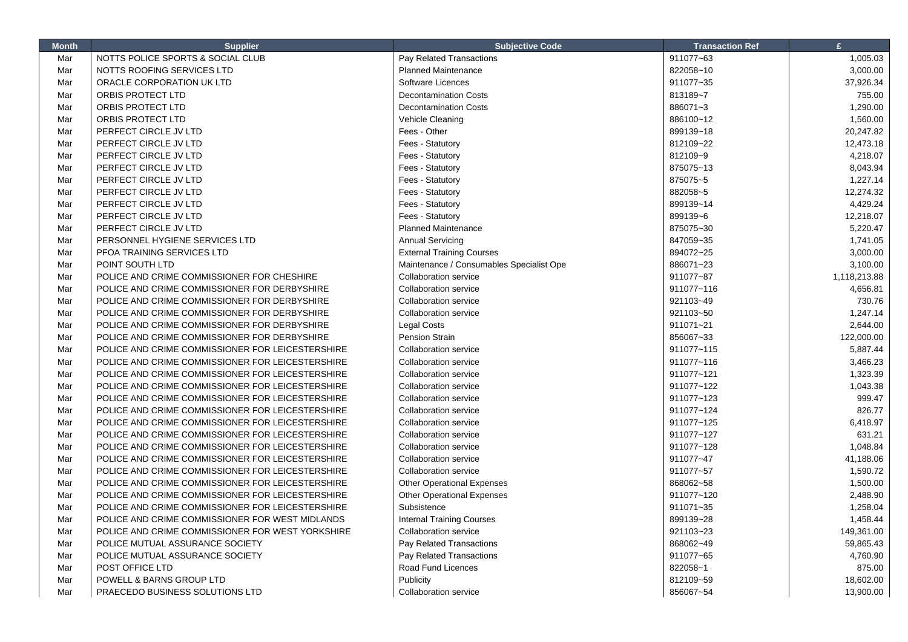| Month | Supplier | Subjective Code | Transaction Ref | £ |
|---|---|---|---|---|
| Mar | NOTTS POLICE SPORTS & SOCIAL CLUB | Pay Related Transactions | 911077~63 | 1,005.03 |
| Mar | NOTTS ROOFING SERVICES LTD | Planned Maintenance | 822058~10 | 3,000.00 |
| Mar | ORACLE CORPORATION UK LTD | Software Licences | 911077~35 | 37,926.34 |
| Mar | ORBIS PROTECT LTD | Decontamination Costs | 813189~7 | 755.00 |
| Mar | ORBIS PROTECT LTD | Decontamination Costs | 886071~3 | 1,290.00 |
| Mar | ORBIS PROTECT LTD | Vehicle Cleaning | 886100~12 | 1,560.00 |
| Mar | PERFECT CIRCLE JV LTD | Fees - Other | 899139~18 | 20,247.82 |
| Mar | PERFECT CIRCLE JV LTD | Fees - Statutory | 812109~22 | 12,473.18 |
| Mar | PERFECT CIRCLE JV LTD | Fees - Statutory | 812109~9 | 4,218.07 |
| Mar | PERFECT CIRCLE JV LTD | Fees - Statutory | 875075~13 | 8,043.94 |
| Mar | PERFECT CIRCLE JV LTD | Fees - Statutory | 875075~5 | 1,227.14 |
| Mar | PERFECT CIRCLE JV LTD | Fees - Statutory | 882058~5 | 12,274.32 |
| Mar | PERFECT CIRCLE JV LTD | Fees - Statutory | 899139~14 | 4,429.24 |
| Mar | PERFECT CIRCLE JV LTD | Fees - Statutory | 899139~6 | 12,218.07 |
| Mar | PERFECT CIRCLE JV LTD | Planned Maintenance | 875075~30 | 5,220.47 |
| Mar | PERSONNEL HYGIENE SERVICES LTD | Annual Servicing | 847059~35 | 1,741.05 |
| Mar | PFOA TRAINING SERVICES LTD | External Training Courses | 894072~25 | 3,000.00 |
| Mar | POINT SOUTH LTD | Maintenance / Consumables Specialist Ope | 886071~23 | 3,100.00 |
| Mar | POLICE AND CRIME COMMISSIONER FOR CHESHIRE | Collaboration service | 911077~87 | 1,118,213.88 |
| Mar | POLICE AND CRIME COMMISSIONER FOR DERBYSHIRE | Collaboration service | 911077~116 | 4,656.81 |
| Mar | POLICE AND CRIME COMMISSIONER FOR DERBYSHIRE | Collaboration service | 921103~49 | 730.76 |
| Mar | POLICE AND CRIME COMMISSIONER FOR DERBYSHIRE | Collaboration service | 921103~50 | 1,247.14 |
| Mar | POLICE AND CRIME COMMISSIONER FOR DERBYSHIRE | Legal Costs | 911071~21 | 2,644.00 |
| Mar | POLICE AND CRIME COMMISSIONER FOR DERBYSHIRE | Pension Strain | 856067~33 | 122,000.00 |
| Mar | POLICE AND CRIME COMMISSIONER FOR LEICESTERSHIRE | Collaboration service | 911077~115 | 5,887.44 |
| Mar | POLICE AND CRIME COMMISSIONER FOR LEICESTERSHIRE | Collaboration service | 911077~116 | 3,466.23 |
| Mar | POLICE AND CRIME COMMISSIONER FOR LEICESTERSHIRE | Collaboration service | 911077~121 | 1,323.39 |
| Mar | POLICE AND CRIME COMMISSIONER FOR LEICESTERSHIRE | Collaboration service | 911077~122 | 1,043.38 |
| Mar | POLICE AND CRIME COMMISSIONER FOR LEICESTERSHIRE | Collaboration service | 911077~123 | 999.47 |
| Mar | POLICE AND CRIME COMMISSIONER FOR LEICESTERSHIRE | Collaboration service | 911077~124 | 826.77 |
| Mar | POLICE AND CRIME COMMISSIONER FOR LEICESTERSHIRE | Collaboration service | 911077~125 | 6,418.97 |
| Mar | POLICE AND CRIME COMMISSIONER FOR LEICESTERSHIRE | Collaboration service | 911077~127 | 631.21 |
| Mar | POLICE AND CRIME COMMISSIONER FOR LEICESTERSHIRE | Collaboration service | 911077~128 | 1,048.84 |
| Mar | POLICE AND CRIME COMMISSIONER FOR LEICESTERSHIRE | Collaboration service | 911077~47 | 41,188.06 |
| Mar | POLICE AND CRIME COMMISSIONER FOR LEICESTERSHIRE | Collaboration service | 911077~57 | 1,590.72 |
| Mar | POLICE AND CRIME COMMISSIONER FOR LEICESTERSHIRE | Other Operational Expenses | 868062~58 | 1,500.00 |
| Mar | POLICE AND CRIME COMMISSIONER FOR LEICESTERSHIRE | Other Operational Expenses | 911077~120 | 2,488.90 |
| Mar | POLICE AND CRIME COMMISSIONER FOR LEICESTERSHIRE | Subsistence | 911071~35 | 1,258.04 |
| Mar | POLICE AND CRIME COMMISSIONER FOR WEST MIDLANDS | Internal Training Courses | 899139~28 | 1,458.44 |
| Mar | POLICE AND CRIME COMMISSIONER FOR WEST YORKSHIRE | Collaboration service | 921103~23 | 149,361.00 |
| Mar | POLICE MUTUAL ASSURANCE SOCIETY | Pay Related Transactions | 868062~49 | 59,865.43 |
| Mar | POLICE MUTUAL ASSURANCE SOCIETY | Pay Related Transactions | 911077~65 | 4,760.90 |
| Mar | POST OFFICE LTD | Road Fund Licences | 822058~1 | 875.00 |
| Mar | POWELL & BARNS GROUP LTD | Publicity | 812109~59 | 18,602.00 |
| Mar | PRAECEDO BUSINESS SOLUTIONS LTD | Collaboration service | 856067~54 | 13,900.00 |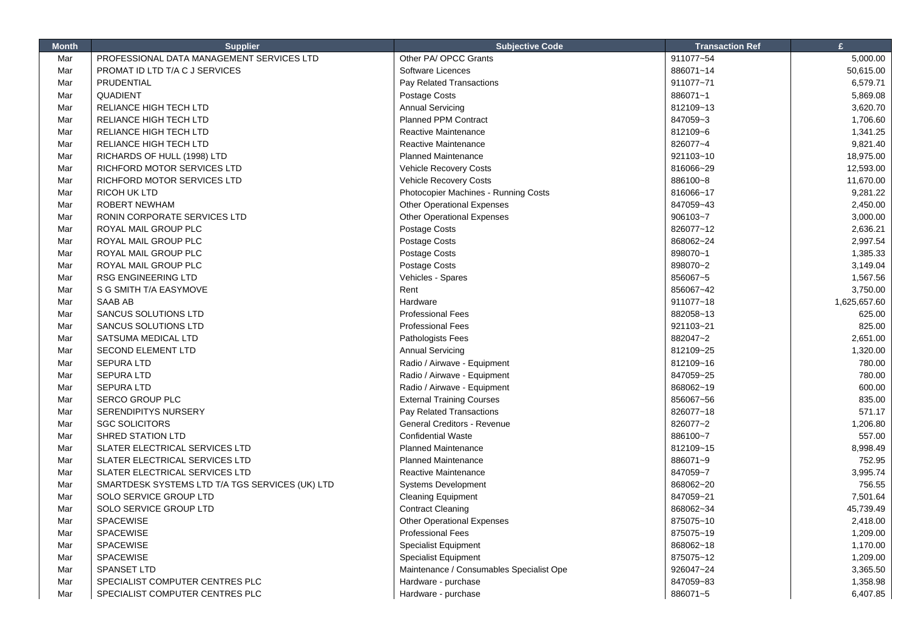| Month | Supplier | Subjective Code | Transaction Ref | £ |
|---|---|---|---|---|
| Mar | PROFESSIONAL DATA MANAGEMENT SERVICES LTD | Other PA/ OPCC Grants | 911077~54 | 5,000.00 |
| Mar | PROMAT ID LTD T/A C J SERVICES | Software Licences | 886071~14 | 50,615.00 |
| Mar | PRUDENTIAL | Pay Related Transactions | 911077~71 | 6,579.71 |
| Mar | QUADIENT | Postage Costs | 886071~1 | 5,869.08 |
| Mar | RELIANCE HIGH TECH LTD | Annual Servicing | 812109~13 | 3,620.70 |
| Mar | RELIANCE HIGH TECH LTD | Planned PPM Contract | 847059~3 | 1,706.60 |
| Mar | RELIANCE HIGH TECH LTD | Reactive Maintenance | 812109~6 | 1,341.25 |
| Mar | RELIANCE HIGH TECH LTD | Reactive Maintenance | 826077~4 | 9,821.40 |
| Mar | RICHARDS OF HULL (1998) LTD | Planned Maintenance | 921103~10 | 18,975.00 |
| Mar | RICHFORD MOTOR SERVICES LTD | Vehicle Recovery Costs | 816066~29 | 12,593.00 |
| Mar | RICHFORD MOTOR SERVICES LTD | Vehicle Recovery Costs | 886100~8 | 11,670.00 |
| Mar | RICOH UK LTD | Photocopier Machines - Running Costs | 816066~17 | 9,281.22 |
| Mar | ROBERT NEWHAM | Other Operational Expenses | 847059~43 | 2,450.00 |
| Mar | RONIN CORPORATE SERVICES LTD | Other Operational Expenses | 906103~7 | 3,000.00 |
| Mar | ROYAL MAIL GROUP PLC | Postage Costs | 826077~12 | 2,636.21 |
| Mar | ROYAL MAIL GROUP PLC | Postage Costs | 868062~24 | 2,997.54 |
| Mar | ROYAL MAIL GROUP PLC | Postage Costs | 898070~1 | 1,385.33 |
| Mar | ROYAL MAIL GROUP PLC | Postage Costs | 898070~2 | 3,149.04 |
| Mar | RSG ENGINEERING LTD | Vehicles - Spares | 856067~5 | 1,567.56 |
| Mar | S G SMITH T/A EASYMOVE | Rent | 856067~42 | 3,750.00 |
| Mar | SAAB AB | Hardware | 911077~18 | 1,625,657.60 |
| Mar | SANCUS SOLUTIONS LTD | Professional Fees | 882058~13 | 625.00 |
| Mar | SANCUS SOLUTIONS LTD | Professional Fees | 921103~21 | 825.00 |
| Mar | SATSUMA MEDICAL LTD | Pathologists Fees | 882047~2 | 2,651.00 |
| Mar | SECOND ELEMENT LTD | Annual Servicing | 812109~25 | 1,320.00 |
| Mar | SEPURA LTD | Radio / Airwave - Equipment | 812109~16 | 780.00 |
| Mar | SEPURA LTD | Radio / Airwave - Equipment | 847059~25 | 780.00 |
| Mar | SEPURA LTD | Radio / Airwave - Equipment | 868062~19 | 600.00 |
| Mar | SERCO GROUP PLC | External Training Courses | 856067~56 | 835.00 |
| Mar | SERENDIPITYS NURSERY | Pay Related Transactions | 826077~18 | 571.17 |
| Mar | SGC SOLICITORS | General Creditors - Revenue | 826077~2 | 1,206.80 |
| Mar | SHRED STATION LTD | Confidential Waste | 886100~7 | 557.00 |
| Mar | SLATER ELECTRICAL SERVICES LTD | Planned Maintenance | 812109~15 | 8,998.49 |
| Mar | SLATER ELECTRICAL SERVICES LTD | Planned Maintenance | 886071~9 | 752.95 |
| Mar | SLATER ELECTRICAL SERVICES LTD | Reactive Maintenance | 847059~7 | 3,995.74 |
| Mar | SMARTDESK SYSTEMS LTD T/A TGS SERVICES (UK) LTD | Systems Development | 868062~20 | 756.55 |
| Mar | SOLO SERVICE GROUP LTD | Cleaning Equipment | 847059~21 | 7,501.64 |
| Mar | SOLO SERVICE GROUP LTD | Contract Cleaning | 868062~34 | 45,739.49 |
| Mar | SPACEWISE | Other Operational Expenses | 875075~10 | 2,418.00 |
| Mar | SPACEWISE | Professional Fees | 875075~19 | 1,209.00 |
| Mar | SPACEWISE | Specialist Equipment | 868062~18 | 1,170.00 |
| Mar | SPACEWISE | Specialist Equipment | 875075~12 | 1,209.00 |
| Mar | SPANSET LTD | Maintenance / Consumables Specialist Ope | 926047~24 | 3,365.50 |
| Mar | SPECIALIST COMPUTER CENTRES PLC | Hardware - purchase | 847059~83 | 1,358.98 |
| Mar | SPECIALIST COMPUTER CENTRES PLC | Hardware - purchase | 886071~5 | 6,407.85 |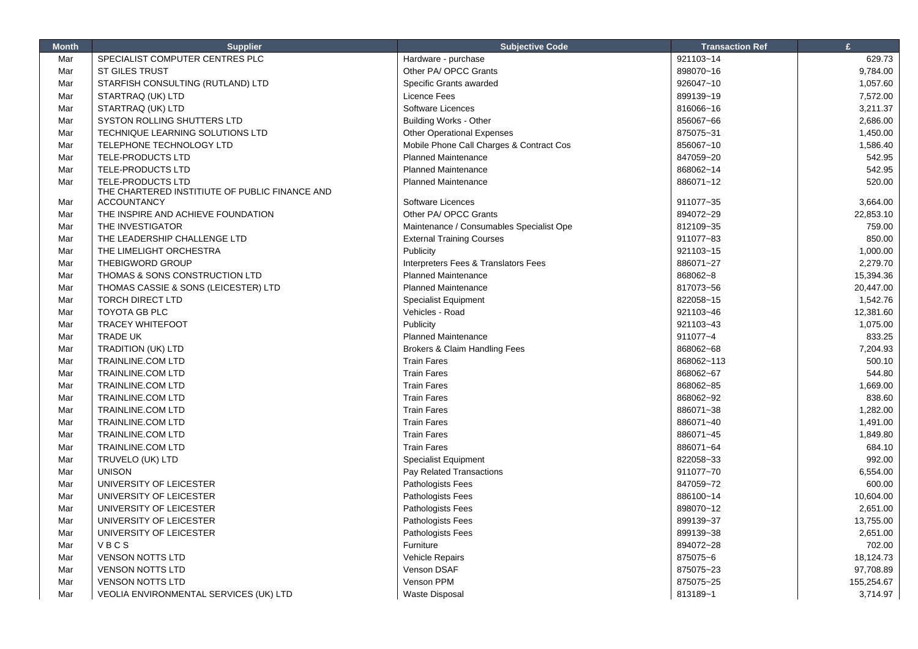| Month | Supplier | Subjective Code | Transaction Ref | £ |
|---|---|---|---|---|
| Mar | SPECIALIST COMPUTER CENTRES PLC | Hardware - purchase | 921103~14 | 629.73 |
| Mar | ST GILES TRUST | Other PA/ OPCC Grants | 898070~16 | 9,784.00 |
| Mar | STARFISH CONSULTING (RUTLAND) LTD | Specific Grants awarded | 926047~10 | 1,057.60 |
| Mar | STARTRAQ (UK) LTD | Licence Fees | 899139~19 | 7,572.00 |
| Mar | STARTRAQ (UK) LTD | Software Licences | 816066~16 | 3,211.37 |
| Mar | SYSTON ROLLING SHUTTERS LTD | Building Works - Other | 856067~66 | 2,686.00 |
| Mar | TECHNIQUE LEARNING SOLUTIONS LTD | Other Operational Expenses | 875075~31 | 1,450.00 |
| Mar | TELEPHONE TECHNOLOGY LTD | Mobile Phone Call Charges & Contract Cos | 856067~10 | 1,586.40 |
| Mar | TELE-PRODUCTS LTD | Planned Maintenance | 847059~20 | 542.95 |
| Mar | TELE-PRODUCTS LTD | Planned Maintenance | 868062~14 | 542.95 |
| Mar | TELE-PRODUCTS LTD | Planned Maintenance | 886071~12 | 520.00 |
| Mar | THE CHARTERED INSTITIUTE OF PUBLIC FINANCE AND ACCOUNTANCY | Software Licences | 911077~35 | 3,664.00 |
| Mar | THE INSPIRE AND ACHIEVE FOUNDATION | Other PA/ OPCC Grants | 894072~29 | 22,853.10 |
| Mar | THE INVESTIGATOR | Maintenance / Consumables Specialist Ope | 812109~35 | 759.00 |
| Mar | THE LEADERSHIP CHALLENGE LTD | External Training Courses | 911077~83 | 850.00 |
| Mar | THE LIMELIGHT ORCHESTRA | Publicity | 921103~15 | 1,000.00 |
| Mar | THEBIGWORD GROUP | Interpreters Fees & Translators Fees | 886071~27 | 2,279.70 |
| Mar | THOMAS & SONS CONSTRUCTION LTD | Planned Maintenance | 868062~8 | 15,394.36 |
| Mar | THOMAS CASSIE & SONS (LEICESTER) LTD | Planned Maintenance | 817073~56 | 20,447.00 |
| Mar | TORCH DIRECT LTD | Specialist Equipment | 822058~15 | 1,542.76 |
| Mar | TOYOTA GB PLC | Vehicles - Road | 921103~46 | 12,381.60 |
| Mar | TRACEY WHITEFOOT | Publicity | 921103~43 | 1,075.00 |
| Mar | TRADE UK | Planned Maintenance | 911077~4 | 833.25 |
| Mar | TRADITION (UK) LTD | Brokers & Claim Handling Fees | 868062~68 | 7,204.93 |
| Mar | TRAINLINE.COM LTD | Train Fares | 868062~113 | 500.10 |
| Mar | TRAINLINE.COM LTD | Train Fares | 868062~67 | 544.80 |
| Mar | TRAINLINE.COM LTD | Train Fares | 868062~85 | 1,669.00 |
| Mar | TRAINLINE.COM LTD | Train Fares | 868062~92 | 838.60 |
| Mar | TRAINLINE.COM LTD | Train Fares | 886071~38 | 1,282.00 |
| Mar | TRAINLINE.COM LTD | Train Fares | 886071~40 | 1,491.00 |
| Mar | TRAINLINE.COM LTD | Train Fares | 886071~45 | 1,849.80 |
| Mar | TRAINLINE.COM LTD | Train Fares | 886071~64 | 684.10 |
| Mar | TRUVELO (UK) LTD | Specialist Equipment | 822058~33 | 992.00 |
| Mar | UNISON | Pay Related Transactions | 911077~70 | 6,554.00 |
| Mar | UNIVERSITY OF LEICESTER | Pathologists Fees | 847059~72 | 600.00 |
| Mar | UNIVERSITY OF LEICESTER | Pathologists Fees | 886100~14 | 10,604.00 |
| Mar | UNIVERSITY OF LEICESTER | Pathologists Fees | 898070~12 | 2,651.00 |
| Mar | UNIVERSITY OF LEICESTER | Pathologists Fees | 899139~37 | 13,755.00 |
| Mar | UNIVERSITY OF LEICESTER | Pathologists Fees | 899139~38 | 2,651.00 |
| Mar | V B C S | Furniture | 894072~28 | 702.00 |
| Mar | VENSON NOTTS LTD | Vehicle Repairs | 875075~6 | 18,124.73 |
| Mar | VENSON NOTTS LTD | Venson DSAF | 875075~23 | 97,708.89 |
| Mar | VENSON NOTTS LTD | Venson PPM | 875075~25 | 155,254.67 |
| Mar | VEOLIA ENVIRONMENTAL SERVICES (UK) LTD | Waste Disposal | 813189~1 | 3,714.97 |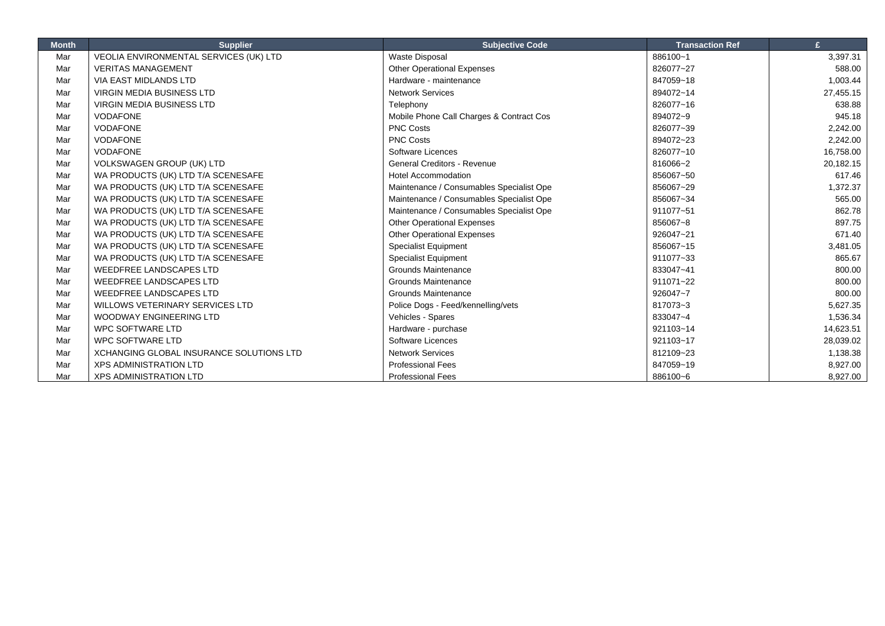| Month | Supplier | Subjective Code | Transaction Ref | £ |
|---|---|---|---|---|
| Mar | VEOLIA ENVIRONMENTAL SERVICES (UK) LTD | Waste Disposal | 886100~1 | 3,397.31 |
| Mar | VERITAS MANAGEMENT | Other Operational Expenses | 826077~27 | 588.00 |
| Mar | VIA EAST MIDLANDS LTD | Hardware - maintenance | 847059~18 | 1,003.44 |
| Mar | VIRGIN MEDIA BUSINESS LTD | Network Services | 894072~14 | 27,455.15 |
| Mar | VIRGIN MEDIA BUSINESS LTD | Telephony | 826077~16 | 638.88 |
| Mar | VODAFONE | Mobile Phone Call Charges & Contract Cos | 894072~9 | 945.18 |
| Mar | VODAFONE | PNC Costs | 826077~39 | 2,242.00 |
| Mar | VODAFONE | PNC Costs | 894072~23 | 2,242.00 |
| Mar | VODAFONE | Software Licences | 826077~10 | 16,758.00 |
| Mar | VOLKSWAGEN GROUP (UK) LTD | General Creditors - Revenue | 816066~2 | 20,182.15 |
| Mar | WA PRODUCTS (UK) LTD T/A SCENESAFE | Hotel Accommodation | 856067~50 | 617.46 |
| Mar | WA PRODUCTS (UK) LTD T/A SCENESAFE | Maintenance / Consumables Specialist Ope | 856067~29 | 1,372.37 |
| Mar | WA PRODUCTS (UK) LTD T/A SCENESAFE | Maintenance / Consumables Specialist Ope | 856067~34 | 565.00 |
| Mar | WA PRODUCTS (UK) LTD T/A SCENESAFE | Maintenance / Consumables Specialist Ope | 911077~51 | 862.78 |
| Mar | WA PRODUCTS (UK) LTD T/A SCENESAFE | Other Operational Expenses | 856067~8 | 897.75 |
| Mar | WA PRODUCTS (UK) LTD T/A SCENESAFE | Other Operational Expenses | 926047~21 | 671.40 |
| Mar | WA PRODUCTS (UK) LTD T/A SCENESAFE | Specialist Equipment | 856067~15 | 3,481.05 |
| Mar | WA PRODUCTS (UK) LTD T/A SCENESAFE | Specialist Equipment | 911077~33 | 865.67 |
| Mar | WEEDFREE LANDSCAPES LTD | Grounds Maintenance | 833047~41 | 800.00 |
| Mar | WEEDFREE LANDSCAPES LTD | Grounds Maintenance | 911071~22 | 800.00 |
| Mar | WEEDFREE LANDSCAPES LTD | Grounds Maintenance | 926047~7 | 800.00 |
| Mar | WILLOWS VETERINARY SERVICES LTD | Police Dogs - Feed/kennelling/vets | 817073~3 | 5,627.35 |
| Mar | WOODWAY ENGINEERING LTD | Vehicles - Spares | 833047~4 | 1,536.34 |
| Mar | WPC SOFTWARE LTD | Hardware - purchase | 921103~14 | 14,623.51 |
| Mar | WPC SOFTWARE LTD | Software Licences | 921103~17 | 28,039.02 |
| Mar | XCHANGING GLOBAL INSURANCE SOLUTIONS LTD | Network Services | 812109~23 | 1,138.38 |
| Mar | XPS ADMINISTRATION LTD | Professional Fees | 847059~19 | 8,927.00 |
| Mar | XPS ADMINISTRATION LTD | Professional Fees | 886100~6 | 8,927.00 |